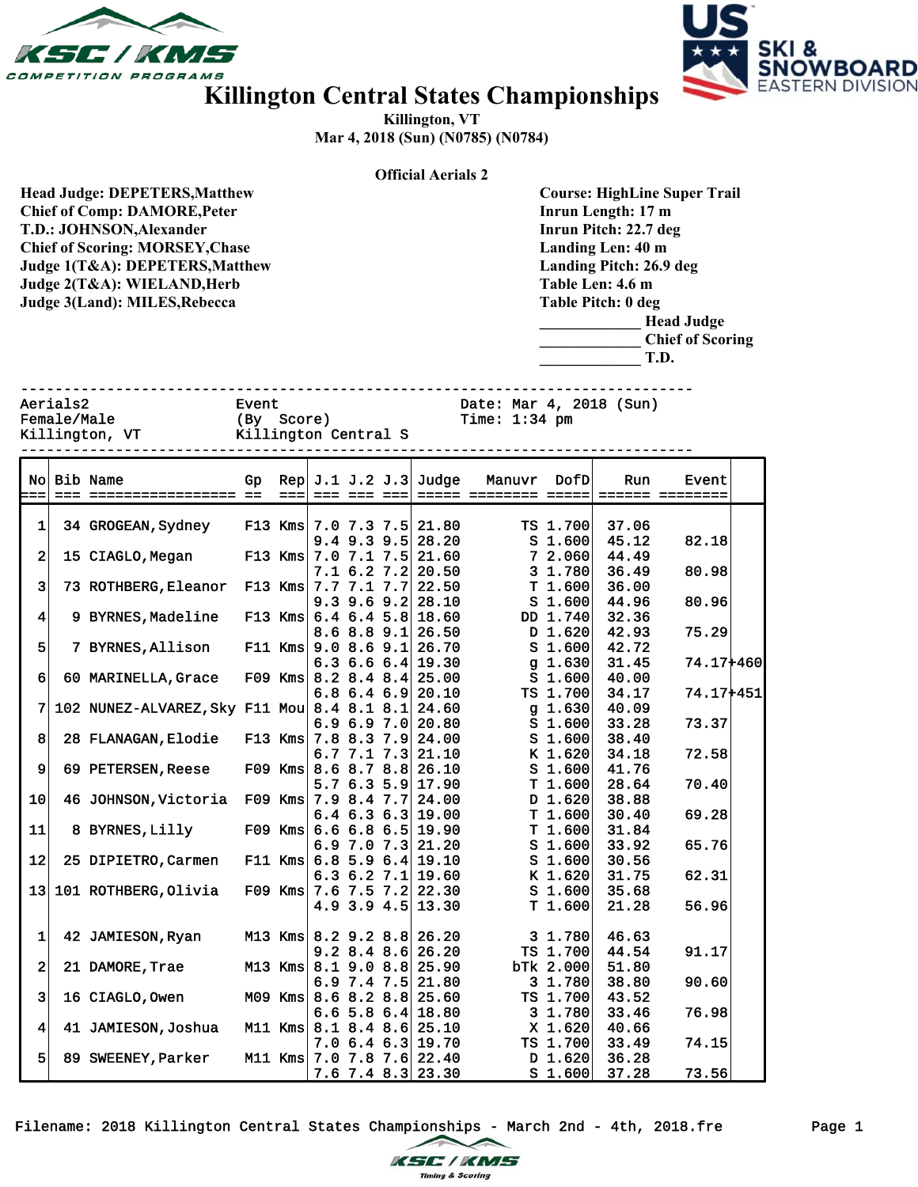# Killington Central States Championships

Killington, VT

Mar 4, 2018 (Sun) (N0785) (N0784)

**Official Aerials 2**

Head Judge: DEPETERS,Matthew
Chief of Comp: DAMORE,Peter
T.D.: JOHNSON,Alexander
Chief of Scoring: MORSEY,Chase
Judge 1(T&A): DEPETERS,Matthew
Judge 2(T&A): WIELAND,Herb
Judge 3(Land): MILES,Rebecca

Course: HighLine Super Trail
Inrun Length: 17 m
Inrun Pitch: 22.7 deg
Landing Len: 40 m
Landing Pitch: 26.9 deg
Table Len: 4.6 m
Table Pitch: 0 deg

\_\_\_\_\_\_\_\_\_\_\_\_\_ Head Judge
\_\_\_\_\_\_\_\_\_\_\_\_\_ Chief of Scoring
\_\_\_\_\_\_\_\_\_\_\_\_\_ T.D.

```
Aerials2                 Event                   Date: Mar 4, 2018 (Sun)
Female/Male              (By  Score)             Time: 1:34 pm
Killington, VT           Killington Central S
```

| No | Bib | Name | Gp | Rep | J.1 | J.2 | J.3 | Judge | Manuvr | DofD | Run | Event | |
|---|---|---|---|---|---|---|---|---|---|---|---|---|---|
| 1 | 34 | GROGEAN,Sydney | F13 | Kms | 7.0 | 7.3 | 7.5 | 21.80 | TS | 1.700 | 37.06 | | |
| | | | | | 9.4 | 9.3 | 9.5 | 28.20 | S | 1.600 | 45.12 | 82.18 | |
| 2 | 15 | CIAGLO,Megan | F13 | Kms | 7.0 | 7.1 | 7.5 | 21.60 | 7 | 2.060 | 44.49 | | |
| | | | | | 7.1 | 6.2 | 7.2 | 20.50 | 3 | 1.780 | 36.49 | 80.98 | |
| 3 | 73 | ROTHBERG,Eleanor | F13 | Kms | 7.7 | 7.1 | 7.7 | 22.50 | T | 1.600 | 36.00 | | |
| | | | | | 9.3 | 9.6 | 9.2 | 28.10 | S | 1.600 | 44.96 | 80.96 | |
| 4 | 9 | BYRNES,Madeline | F13 | Kms | 6.4 | 6.4 | 5.8 | 18.60 | DD | 1.740 | 32.36 | | |
| | | | | | 8.6 | 8.8 | 9.1 | 26.50 | D | 1.620 | 42.93 | 75.29 | |
| 5 | 7 | BYRNES,Allison | F11 | Kms | 9.0 | 8.6 | 9.1 | 26.70 | S | 1.600 | 42.72 | | |
| | | | | | 6.3 | 6.6 | 6.4 | 19.30 | g | 1.630 | 31.45 | 74.17 | +460 |
| 6 | 60 | MARINELLA,Grace | F09 | Kms | 8.2 | 8.4 | 8.4 | 25.00 | S | 1.600 | 40.00 | | |
| | | | | | 6.8 | 6.4 | 6.9 | 20.10 | TS | 1.700 | 34.17 | 74.17 | +451 |
| 7 | 102 | NUNEZ-ALVAREZ,Sky | F11 | Mou | 8.4 | 8.1 | 8.1 | 24.60 | g | 1.630 | 40.09 | | |
| | | | | | 6.9 | 6.9 | 7.0 | 20.80 | S | 1.600 | 33.28 | 73.37 | |
| 8 | 28 | FLANAGAN,Elodie | F13 | Kms | 7.8 | 8.3 | 7.9 | 24.00 | S | 1.600 | 38.40 | | |
| | | | | | 6.7 | 7.1 | 7.3 | 21.10 | K | 1.620 | 34.18 | 72.58 | |
| 9 | 69 | PETERSEN,Reese | F09 | Kms | 8.6 | 8.7 | 8.8 | 26.10 | S | 1.600 | 41.76 | | |
| | | | | | 5.7 | 6.3 | 5.9 | 17.90 | T | 1.600 | 28.64 | 70.40 | |
| 10 | 46 | JOHNSON,Victoria | F09 | Kms | 7.9 | 8.4 | 7.7 | 24.00 | D | 1.620 | 38.88 | | |
| | | | | | 6.4 | 6.3 | 6.3 | 19.00 | T | 1.600 | 30.40 | 69.28 | |
| 11 | 8 | BYRNES,Lilly | F09 | Kms | 6.6 | 6.8 | 6.5 | 19.90 | T | 1.600 | 31.84 | | |
| | | | | | 6.9 | 7.0 | 7.3 | 21.20 | S | 1.600 | 33.92 | 65.76 | |
| 12 | 25 | DIPIETRO,Carmen | F11 | Kms | 6.8 | 5.9 | 6.4 | 19.10 | S | 1.600 | 30.56 | | |
| | | | | | 6.3 | 6.2 | 7.1 | 19.60 | K | 1.620 | 31.75 | 62.31 | |
| 13 | 101 | ROTHBERG,Olivia | F09 | Kms | 7.6 | 7.5 | 7.2 | 22.30 | S | 1.600 | 35.68 | | |
| | | | | | 4.9 | 3.9 | 4.5 | 13.30 | T | 1.600 | 21.28 | 56.96 | |
| 1 | 42 | JAMIESON,Ryan | M13 | Kms | 8.2 | 9.2 | 8.8 | 26.20 | 3 | 1.780 | 46.63 | | |
| | | | | | 9.2 | 8.4 | 8.6 | 26.20 | TS | 1.700 | 44.54 | 91.17 | |
| 2 | 21 | DAMORE,Trae | M13 | Kms | 8.1 | 9.0 | 8.8 | 25.90 | bTk | 2.000 | 51.80 | | |
| | | | | | 6.9 | 7.4 | 7.5 | 21.80 | 3 | 1.780 | 38.80 | 90.60 | |
| 3 | 16 | CIAGLO,Owen | M09 | Kms | 8.6 | 8.2 | 8.8 | 25.60 | TS | 1.700 | 43.52 | | |
| | | | | | 6.6 | 5.8 | 6.4 | 18.80 | 3 | 1.780 | 33.46 | 76.98 | |
| 4 | 41 | JAMIESON,Joshua | M11 | Kms | 8.1 | 8.4 | 8.6 | 25.10 | X | 1.620 | 40.66 | | |
| | | | | | 7.0 | 6.4 | 6.3 | 19.70 | TS | 1.700 | 33.49 | 74.15 | |
| 5 | 89 | SWEENEY,Parker | M11 | Kms | 7.0 | 7.8 | 7.6 | 22.40 | D | 1.620 | 36.28 | | |
| | | | | | 7.6 | 7.4 | 8.3 | 23.30 | S | 1.600 | 37.28 | 73.56 | |

Filename: 2018 Killington Central States Championships - March 2nd - 4th, 2018.fre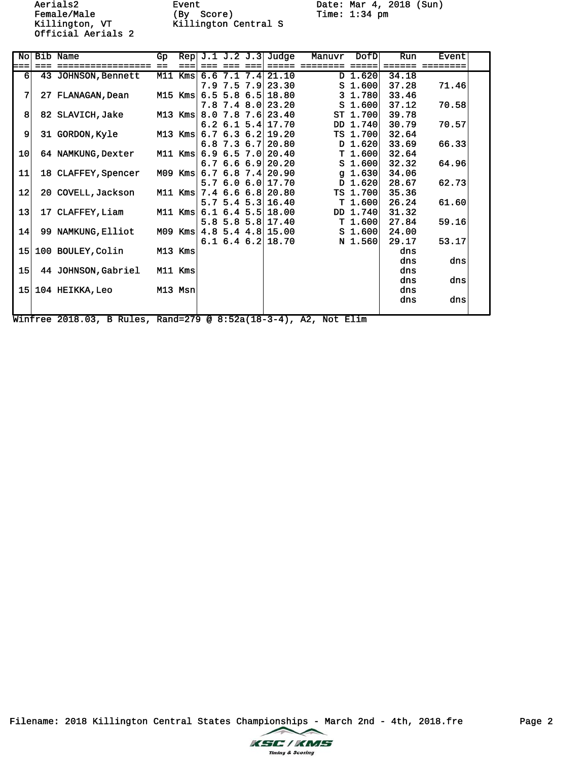Aerials2 Event Date: Mar 4, 2018 (Sun)
Female/Male (By Score) Time: 1:34 pm
Killington, VT Killington Central S
Official Aerials 2

| No | Bib | Name | Gp | Rep | J.1 | J.2 | J.3 | Judge | Manuvr | DofD | Run | Event |
|---|---|---|---|---|---|---|---|---|---|---|---|---|
| 6 | 43 | JOHNSON,Bennett | M11 | Kms | 6.6 | 7.1 | 7.4 | 21.10 | D | 1.620 | 34.18 | |
| | | | | | 7.9 | 7.5 | 7.9 | 23.30 | S | 1.600 | 37.28 | 71.46 |
| 7 | 27 | FLANAGAN,Dean | M15 | Kms | 6.5 | 5.8 | 6.5 | 18.80 | 3 | 1.780 | 33.46 | |
| | | | | | 7.8 | 7.4 | 8.0 | 23.20 | S | 1.600 | 37.12 | 70.58 |
| 8 | 82 | SLAVICH,Jake | M13 | Kms | 8.0 | 7.8 | 7.6 | 23.40 | ST | 1.700 | 39.78 | |
| | | | | | 6.2 | 6.1 | 5.4 | 17.70 | DD | 1.740 | 30.79 | 70.57 |
| 9 | 31 | GORDON,Kyle | M13 | Kms | 6.7 | 6.3 | 6.2 | 19.20 | TS | 1.700 | 32.64 | |
| | | | | | 6.8 | 7.3 | 6.7 | 20.80 | D | 1.620 | 33.69 | 66.33 |
| 10 | 64 | NAMKUNG,Dexter | M11 | Kms | 6.9 | 6.5 | 7.0 | 20.40 | T | 1.600 | 32.64 | |
| | | | | | 6.7 | 6.6 | 6.9 | 20.20 | S | 1.600 | 32.32 | 64.96 |
| 11 | 18 | CLAFFEY,Spencer | M09 | Kms | 6.7 | 6.8 | 7.4 | 20.90 | g | 1.630 | 34.06 | |
| | | | | | 5.7 | 6.0 | 6.0 | 17.70 | D | 1.620 | 28.67 | 62.73 |
| 12 | 20 | COVELL,Jackson | M11 | Kms | 7.4 | 6.6 | 6.8 | 20.80 | TS | 1.700 | 35.36 | |
| | | | | | 5.7 | 5.4 | 5.3 | 16.40 | T | 1.600 | 26.24 | 61.60 |
| 13 | 17 | CLAFFEY,Liam | M11 | Kms | 6.1 | 6.4 | 5.5 | 18.00 | DD | 1.740 | 31.32 | |
| | | | | | 5.8 | 5.8 | 5.8 | 17.40 | T | 1.600 | 27.84 | 59.16 |
| 14 | 99 | NAMKUNG,Elliot | M09 | Kms | 4.8 | 5.4 | 4.8 | 15.00 | S | 1.600 | 24.00 | |
| | | | | | 6.1 | 6.4 | 6.2 | 18.70 | N | 1.560 | 29.17 | 53.17 |
| 15 | 100 | BOULEY,Colin | M13 | Kms | | | | | | | dns | |
| | | | | | | | | | | | dns | dns |
| 15 | 44 | JOHNSON,Gabriel | M11 | Kms | | | | | | | dns | |
| | | | | | | | | | | | dns | dns |
| 15 | 104 | HEIKKA,Leo | M13 | Msn | | | | | | | dns | |
| | | | | | | | | | | | dns | dns |

Winfree 2018.03, B Rules, Rand=279 @ 8:52a(18-3-4), A2, Not Elim

Filename: 2018 Killington Central States Championships - March 2nd - 4th, 2018.fre

KSC / KMS
Timing & Scoring